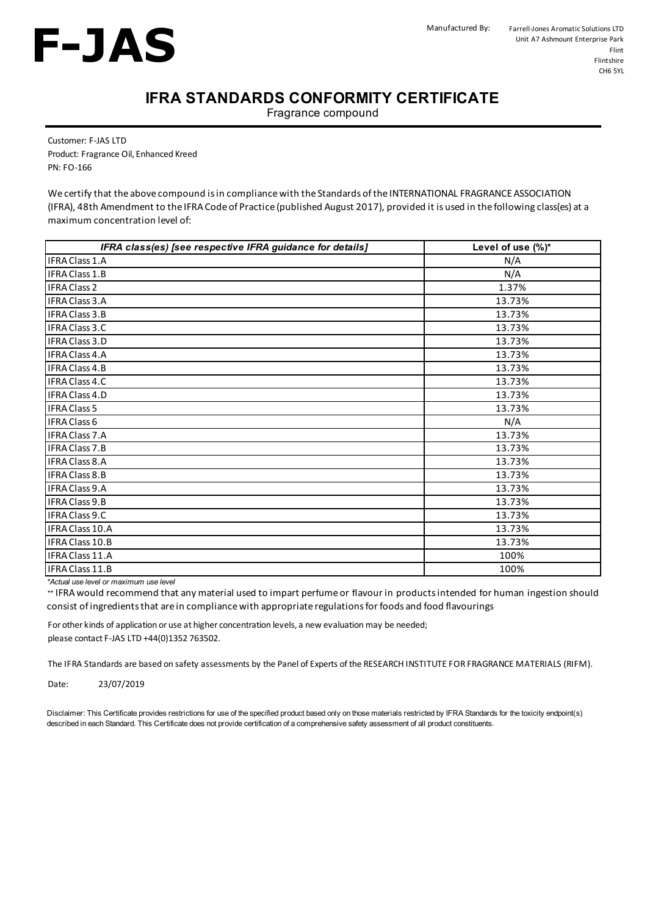# F-JAS

Manufactured By: Farrell-Jones Aromatic Solutions LTD
Unit A7 Ashmount Enterprise Park
Flint
Flintshire
CH6 5YL

## IFRA STANDARDS CONFORMITY CERTIFICATE

Fragrance compound

Customer: F-JAS LTD
Product: Fragrance Oil, Enhanced Kreed
PN: FO-166

We certify that the above compound is in compliance with the Standards of the INTERNATIONAL FRAGRANCE ASSOCIATION (IFRA), 48th Amendment to the IFRA Code of Practice (published August 2017), provided it is used in the following class(es) at a maximum concentration level of:

| *IFRA class(es) [see respective IFRA guidance for details]* | Level of use (%)* |
|---|---|
| IFRA Class 1.A | N/A |
| IFRA Class 1.B | N/A |
| IFRA Class 2 | 1.37% |
| IFRA Class 3.A | 13.73% |
| IFRA Class 3.B | 13.73% |
| IFRA Class 3.C | 13.73% |
| IFRA Class 3.D | 13.73% |
| IFRA Class 4.A | 13.73% |
| IFRA Class 4.B | 13.73% |
| IFRA Class 4.C | 13.73% |
| IFRA Class 4.D | 13.73% |
| IFRA Class 5 | 13.73% |
| IFRA Class 6 | N/A |
| IFRA Class 7.A | 13.73% |
| IFRA Class 7.B | 13.73% |
| IFRA Class 8.A | 13.73% |
| IFRA Class 8.B | 13.73% |
| IFRA Class 9.A | 13.73% |
| IFRA Class 9.B | 13.73% |
| IFRA Class 9.C | 13.73% |
| IFRA Class 10.A | 13.73% |
| IFRA Class 10.B | 13.73% |
| IFRA Class 11.A | 100% |
| IFRA Class 11.B | 100% |

*\*Actual use level or maximum use level*

** IFRA would recommend that any material used to impart perfume or flavour in products intended for human ingestion should consist of ingredients that are in compliance with appropriate regulations for foods and food flavourings

For other kinds of application or use at higher concentration levels, a new evaluation may be needed; please contact F-JAS LTD +44(0)1352 763502.

The IFRA Standards are based on safety assessments by the Panel of Experts of the RESEARCH INSTITUTE FOR FRAGRANCE MATERIALS (RIFM).

Date: 23/07/2019

Disclaimer: This Certificate provides restrictions for use of the specified product based only on those materials restricted by IFRA Standards for the toxicity endpoint(s) described in each Standard. This Certificate does not provide certification of a comprehensive safety assessment of all product constituents.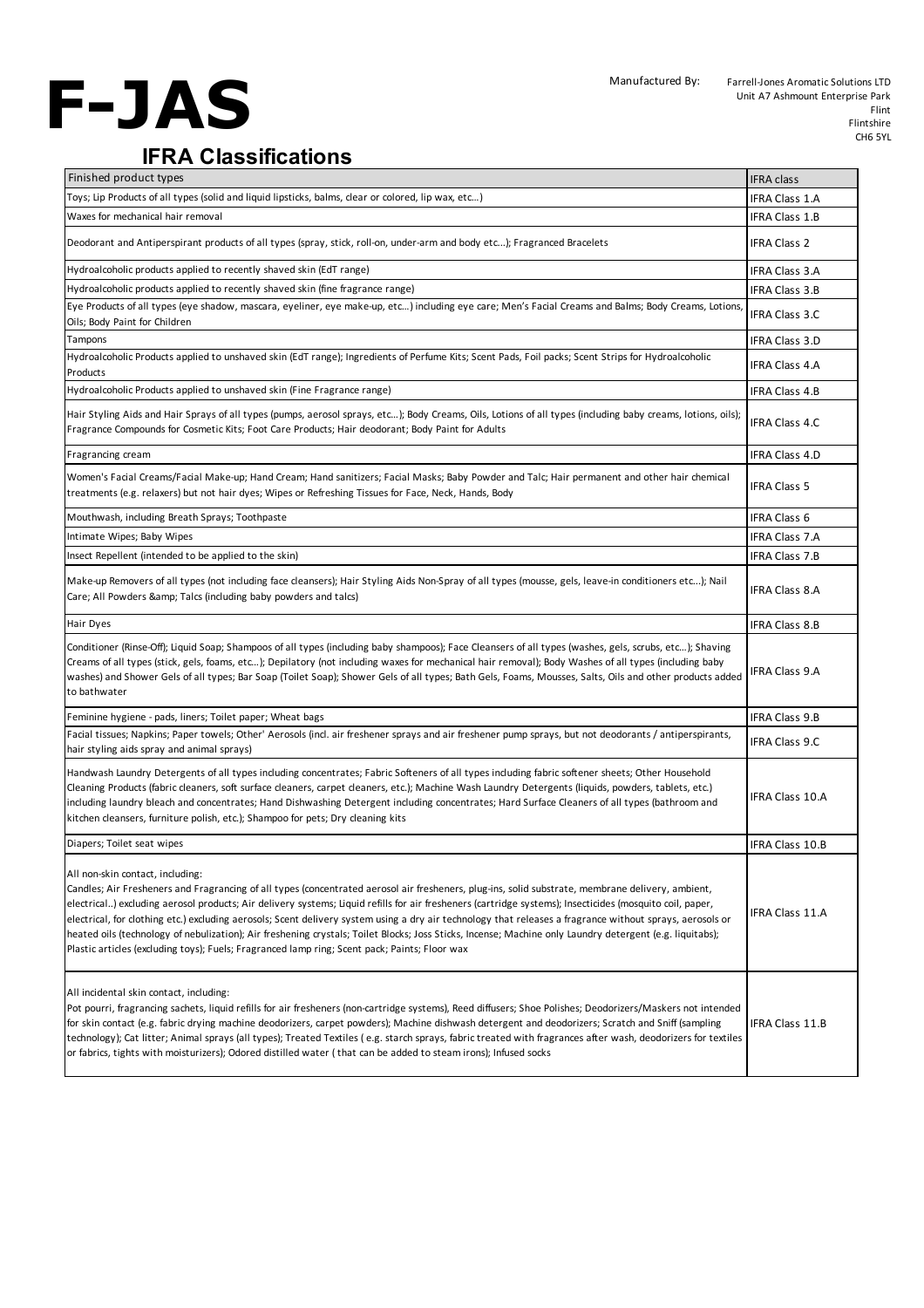# F-JAS

Manufactured By: Farrell-Jones Aromatic Solutions LTD
Unit A7 Ashmount Enterprise Park
Flint
Flintshire
CH6 5YL

## IFRA Classifications

| Finished product types | IFRA class |
|---|---|
| Toys; Lip Products of all types (solid and liquid lipsticks, balms, clear or colored, lip wax, etc…) | IFRA Class 1.A |
| Waxes for mechanical hair removal | IFRA Class 1.B |
| Deodorant and Antiperspirant products of all types (spray, stick, roll-on, under-arm and body etc...); Fragranced Bracelets | IFRA Class 2 |
| Hydroalcoholic products applied to recently shaved skin (EdT range) | IFRA Class 3.A |
| Hydroalcoholic products applied to recently shaved skin (fine fragrance range) | IFRA Class 3.B |
| Eye Products of all types (eye shadow, mascara, eyeliner, eye make-up, etc…) including eye care; Men's Facial Creams and Balms; Body Creams, Lotions, Oils; Body Paint for Children | IFRA Class 3.C |
| Tampons | IFRA Class 3.D |
| Hydroalcoholic Products applied to unshaved skin (EdT range); Ingredients of Perfume Kits; Scent Pads, Foil packs; Scent Strips for Hydroalcoholic Products | IFRA Class 4.A |
| Hydroalcoholic Products applied to unshaved skin (Fine Fragrance range) | IFRA Class 4.B |
| Hair Styling Aids and Hair Sprays of all types (pumps, aerosol sprays, etc…); Body Creams, Oils, Lotions of all types (including baby creams, lotions, oils); Fragrance Compounds for Cosmetic Kits; Foot Care Products; Hair deodorant; Body Paint for Adults | IFRA Class 4.C |
| Fragrancing cream | IFRA Class 4.D |
| Women's Facial Creams/Facial Make-up; Hand Cream; Hand sanitizers; Facial Masks; Baby Powder and Talc; Hair permanent and other hair chemical treatments (e.g. relaxers) but not hair dyes; Wipes or Refreshing Tissues for Face, Neck, Hands, Body | IFRA Class 5 |
| Mouthwash, including Breath Sprays; Toothpaste | IFRA Class 6 |
| Intimate Wipes; Baby Wipes | IFRA Class 7.A |
| Insect Repellent (intended to be applied to the skin) | IFRA Class 7.B |
| Make-up Removers of all types (not including face cleansers); Hair Styling Aids Non-Spray of all types (mousse, gels, leave-in conditioners etc...); Nail Care; All Powders &amp; Talcs (including baby powders and talcs) | IFRA Class 8.A |
| Hair Dyes | IFRA Class 8.B |
| Conditioner (Rinse-Off); Liquid Soap; Shampoos of all types (including baby shampoos); Face Cleansers of all types (washes, gels, scrubs, etc…); Shaving Creams of all types (stick, gels, foams, etc…); Depilatory (not including waxes for mechanical hair removal); Body Washes of all types (including baby washes) and Shower Gels of all types; Bar Soap (Toilet Soap); Shower Gels of all types; Bath Gels, Foams, Mousses, Salts, Oils and other products added to bathwater | IFRA Class 9.A |
| Feminine hygiene - pads, liners; Toilet paper; Wheat bags | IFRA Class 9.B |
| Facial tissues; Napkins; Paper towels; Other' Aerosols (incl. air freshener sprays and air freshener pump sprays, but not deodorants / antiperspirants, hair styling aids spray and animal sprays) | IFRA Class 9.C |
| Handwash Laundry Detergents of all types including concentrates; Fabric Softeners of all types including fabric softener sheets; Other Household Cleaning Products (fabric cleaners, soft surface cleaners, carpet cleaners, etc.); Machine Wash Laundry Detergents (liquids, powders, tablets, etc.) including laundry bleach and concentrates; Hand Dishwashing Detergent including concentrates; Hard Surface Cleaners of all types (bathroom and kitchen cleansers, furniture polish, etc.); Shampoo for pets; Dry cleaning kits | IFRA Class 10.A |
| Diapers; Toilet seat wipes | IFRA Class 10.B |
| All non-skin contact, including: Candles; Air Fresheners and Fragrancing of all types (concentrated aerosol air fresheners, plug-ins, solid substrate, membrane delivery, ambient, electrical..) excluding aerosol products; Air delivery systems; Liquid refills for air fresheners (cartridge systems); Insecticides (mosquito coil, paper, electrical, for clothing etc.) excluding aerosols; Scent delivery system using a dry air technology that releases a fragrance without sprays, aerosols or heated oils (technology of nebulization); Air freshening crystals; Toilet Blocks; Joss Sticks, Incense; Machine only Laundry detergent (e.g. liquitabs); Plastic articles (excluding toys); Fuels; Fragranced lamp ring; Scent pack; Paints; Floor wax | IFRA Class 11.A |
| All incidental skin contact, including: Pot pourri, fragrancing sachets, liquid refills for air fresheners (non-cartridge systems), Reed diffusers; Shoe Polishes; Deodorizers/Maskers not intended for skin contact (e.g. fabric drying machine deodorizers, carpet powders); Machine dishwash detergent and deodorizers; Scratch and Sniff (sampling technology); Cat litter; Animal sprays (all types); Treated Textiles ( e.g. starch sprays, fabric treated with fragrances after wash, deodorizers for textiles or fabrics, tights with moisturizers); Odored distilled water ( that can be added to steam irons); Infused socks | IFRA Class 11.B |